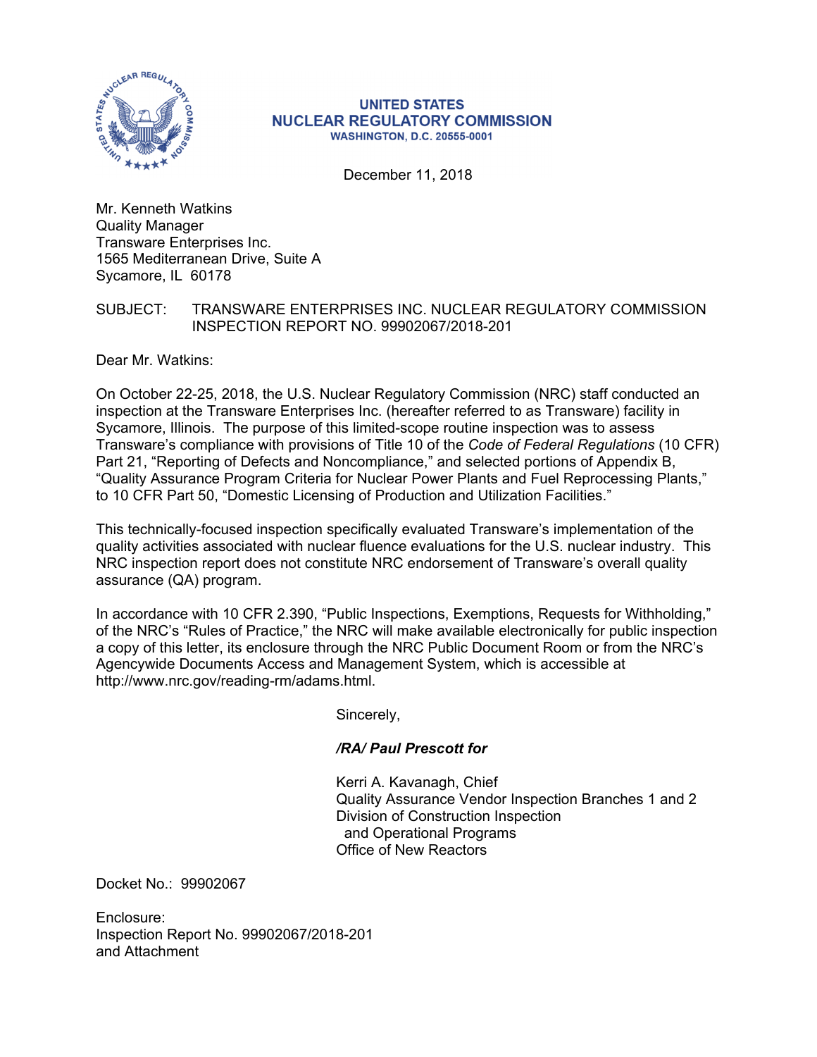**UNITED STATES**
**NUCLEAR REGULATORY COMMISSION**
**WASHINGTON, D.C. 20555-0001**

December 11, 2018

Mr. Kenneth Watkins
Quality Manager
Transware Enterprises Inc.
1565 Mediterranean Drive, Suite A
Sycamore, IL 60178

SUBJECT: TRANSWARE ENTERPRISES INC. NUCLEAR REGULATORY COMMISSION INSPECTION REPORT NO. 99902067/2018-201

Dear Mr. Watkins:

On October 22-25, 2018, the U.S. Nuclear Regulatory Commission (NRC) staff conducted an inspection at the Transware Enterprises Inc. (hereafter referred to as Transware) facility in Sycamore, Illinois. The purpose of this limited-scope routine inspection was to assess Transware's compliance with provisions of Title 10 of the *Code of Federal Regulations* (10 CFR) Part 21, "Reporting of Defects and Noncompliance," and selected portions of Appendix B, "Quality Assurance Program Criteria for Nuclear Power Plants and Fuel Reprocessing Plants," to 10 CFR Part 50, "Domestic Licensing of Production and Utilization Facilities."

This technically-focused inspection specifically evaluated Transware's implementation of the quality activities associated with nuclear fluence evaluations for the U.S. nuclear industry. This NRC inspection report does not constitute NRC endorsement of Transware's overall quality assurance (QA) program.

In accordance with 10 CFR 2.390, "Public Inspections, Exemptions, Requests for Withholding," of the NRC's "Rules of Practice," the NRC will make available electronically for public inspection a copy of this letter, its enclosure through the NRC Public Document Room or from the NRC's Agencywide Documents Access and Management System, which is accessible at http://www.nrc.gov/reading-rm/adams.html.

Sincerely,

***/RA/ Paul Prescott for***

Kerri A. Kavanagh, Chief
Quality Assurance Vendor Inspection Branches 1 and 2
Division of Construction Inspection
and Operational Programs
Office of New Reactors

Docket No.: 99902067

Enclosure:
Inspection Report No. 99902067/2018-201
and Attachment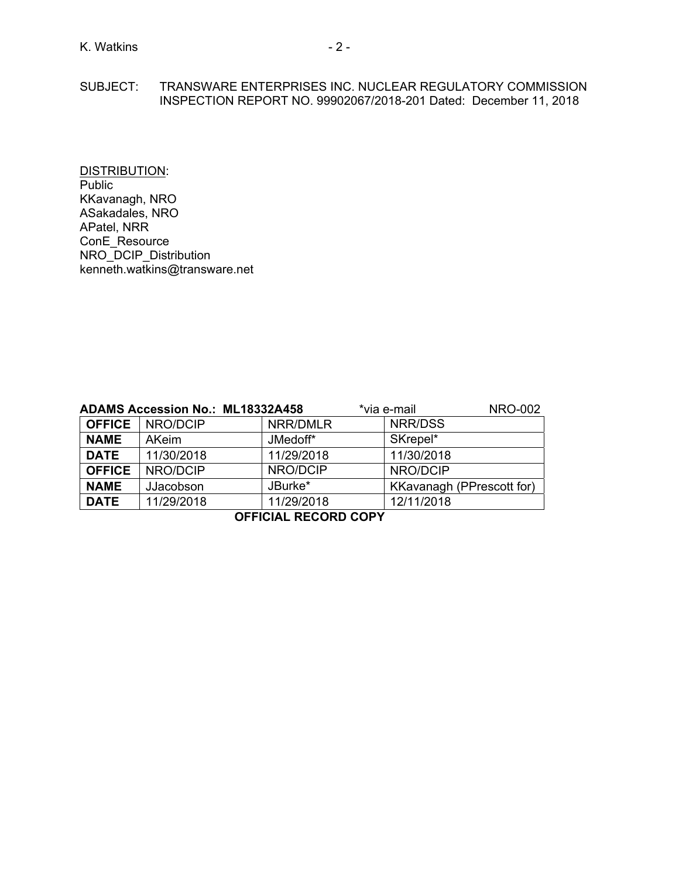K. Watkins - 2 -

SUBJECT: TRANSWARE ENTERPRISES INC. NUCLEAR REGULATORY COMMISSION INSPECTION REPORT NO. 99902067/2018-201 Dated: December 11, 2018

DISTRIBUTION:
Public
KKavanagh, NRO
ASakadales, NRO
APatel, NRR
ConE_Resource
NRO_DCIP_Distribution
kenneth.watkins@transware.net

**ADAMS Accession No.: ML18332A458** *via e-mail NRO-002

| **OFFICE** | NRO/DCIP | NRR/DMLR | NRR/DSS |
|---|---|---|---|
| **NAME** | AKeim | JMedoff* | SKrepel* |
| **DATE** | 11/30/2018 | 11/29/2018 | 11/30/2018 |
| **OFFICE** | NRO/DCIP | NRO/DCIP | NRO/DCIP |
| **NAME** | JJacobson | JBurke* | KKavanagh (PPrescott for) |
| **DATE** | 11/29/2018 | 11/29/2018 | 12/11/2018 |

**OFFICIAL RECORD COPY**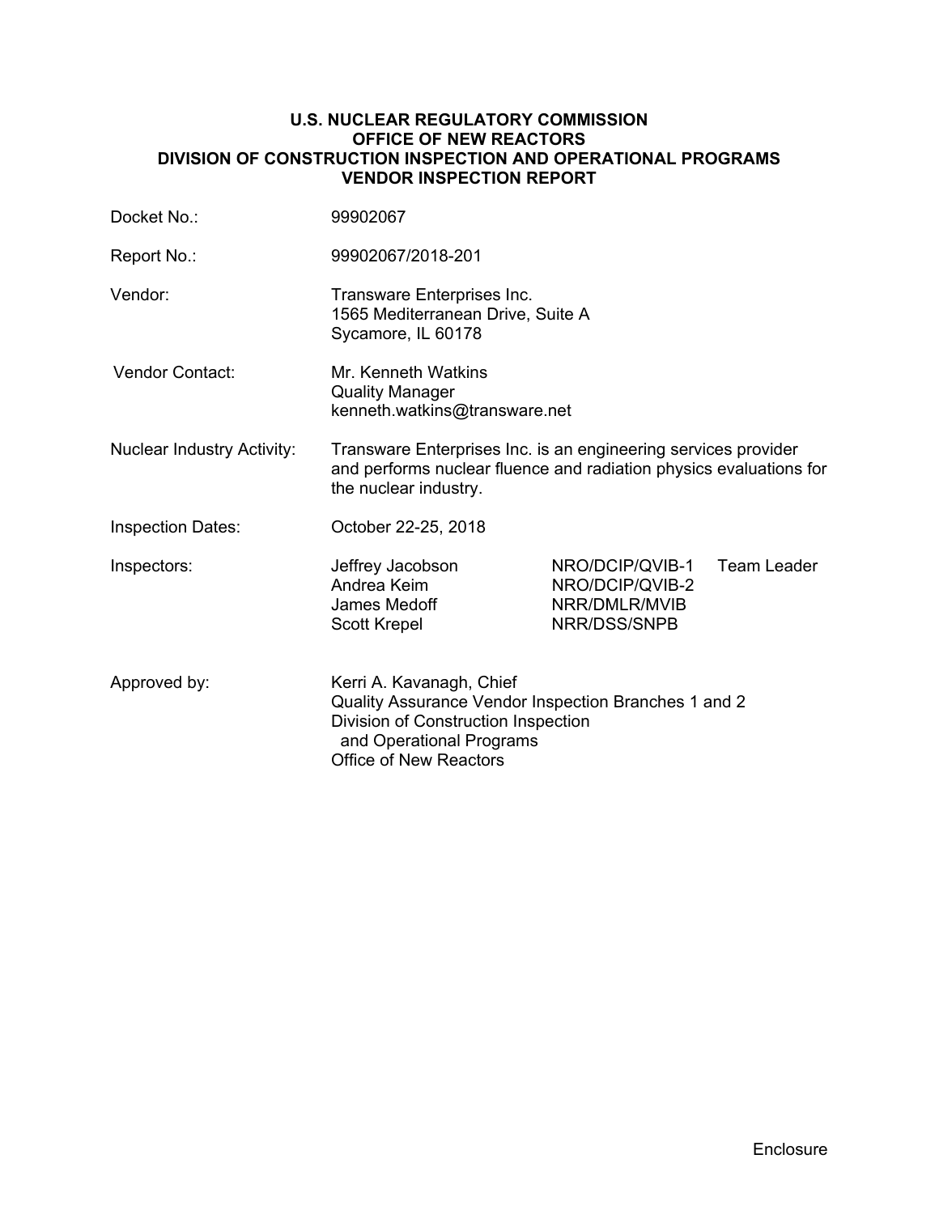**U.S. NUCLEAR REGULATORY COMMISSION**
**OFFICE OF NEW REACTORS**
**DIVISION OF CONSTRUCTION INSPECTION AND OPERATIONAL PROGRAMS**
**VENDOR INSPECTION REPORT**

| | | | |
|---|---|---|---|
| Docket No.: | 99902067 | | |
| Report No.: | 99902067/2018-201 | | |
| Vendor: | Transware Enterprises Inc.<br>1565 Mediterranean Drive, Suite A<br>Sycamore, IL 60178 | | |
| Vendor Contact: | Mr. Kenneth Watkins<br>Quality Manager<br>kenneth.watkins@transware.net | | |
| Nuclear Industry Activity: | Transware Enterprises Inc. is an engineering services provider and performs nuclear fluence and radiation physics evaluations for the nuclear industry. | | |
| Inspection Dates: | October 22-25, 2018 | | |
| Inspectors: | Jeffrey Jacobson | NRO/DCIP/QVIB-1 | Team Leader |
| | Andrea Keim | NRO/DCIP/QVIB-2 | |
| | James Medoff | NRR/DMLR/MVIB | |
| | Scott Krepel | NRR/DSS/SNPB | |
| Approved by: | Kerri A. Kavanagh, Chief<br>Quality Assurance Vendor Inspection Branches 1 and 2<br>Division of Construction Inspection and Operational Programs<br>Office of New Reactors | | |

Enclosure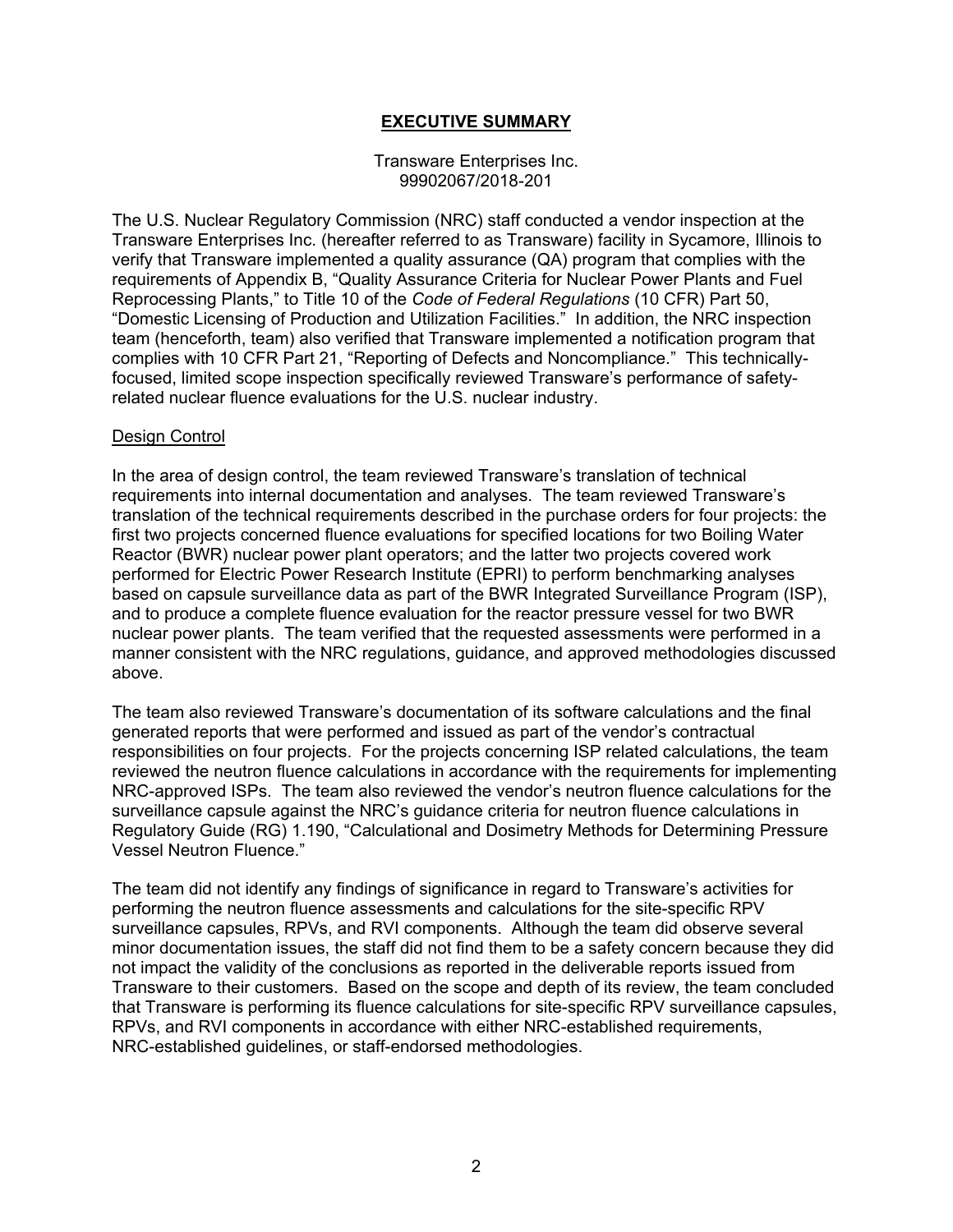# **EXECUTIVE SUMMARY**

Transware Enterprises Inc.
99902067/2018-201

The U.S. Nuclear Regulatory Commission (NRC) staff conducted a vendor inspection at the Transware Enterprises Inc. (hereafter referred to as Transware) facility in Sycamore, Illinois to verify that Transware implemented a quality assurance (QA) program that complies with the requirements of Appendix B, "Quality Assurance Criteria for Nuclear Power Plants and Fuel Reprocessing Plants," to Title 10 of the *Code of Federal Regulations* (10 CFR) Part 50, "Domestic Licensing of Production and Utilization Facilities." In addition, the NRC inspection team (henceforth, team) also verified that Transware implemented a notification program that complies with 10 CFR Part 21, "Reporting of Defects and Noncompliance." This technically-focused, limited scope inspection specifically reviewed Transware's performance of safety-related nuclear fluence evaluations for the U.S. nuclear industry.

## Design Control

In the area of design control, the team reviewed Transware's translation of technical requirements into internal documentation and analyses. The team reviewed Transware's translation of the technical requirements described in the purchase orders for four projects: the first two projects concerned fluence evaluations for specified locations for two Boiling Water Reactor (BWR) nuclear power plant operators; and the latter two projects covered work performed for Electric Power Research Institute (EPRI) to perform benchmarking analyses based on capsule surveillance data as part of the BWR Integrated Surveillance Program (ISP), and to produce a complete fluence evaluation for the reactor pressure vessel for two BWR nuclear power plants. The team verified that the requested assessments were performed in a manner consistent with the NRC regulations, guidance, and approved methodologies discussed above.

The team also reviewed Transware's documentation of its software calculations and the final generated reports that were performed and issued as part of the vendor's contractual responsibilities on four projects. For the projects concerning ISP related calculations, the team reviewed the neutron fluence calculations in accordance with the requirements for implementing NRC-approved ISPs. The team also reviewed the vendor's neutron fluence calculations for the surveillance capsule against the NRC's guidance criteria for neutron fluence calculations in Regulatory Guide (RG) 1.190, "Calculational and Dosimetry Methods for Determining Pressure Vessel Neutron Fluence."

The team did not identify any findings of significance in regard to Transware's activities for performing the neutron fluence assessments and calculations for the site-specific RPV surveillance capsules, RPVs, and RVI components. Although the team did observe several minor documentation issues, the staff did not find them to be a safety concern because they did not impact the validity of the conclusions as reported in the deliverable reports issued from Transware to their customers. Based on the scope and depth of its review, the team concluded that Transware is performing its fluence calculations for site-specific RPV surveillance capsules, RPVs, and RVI components in accordance with either NRC-established requirements, NRC-established guidelines, or staff-endorsed methodologies.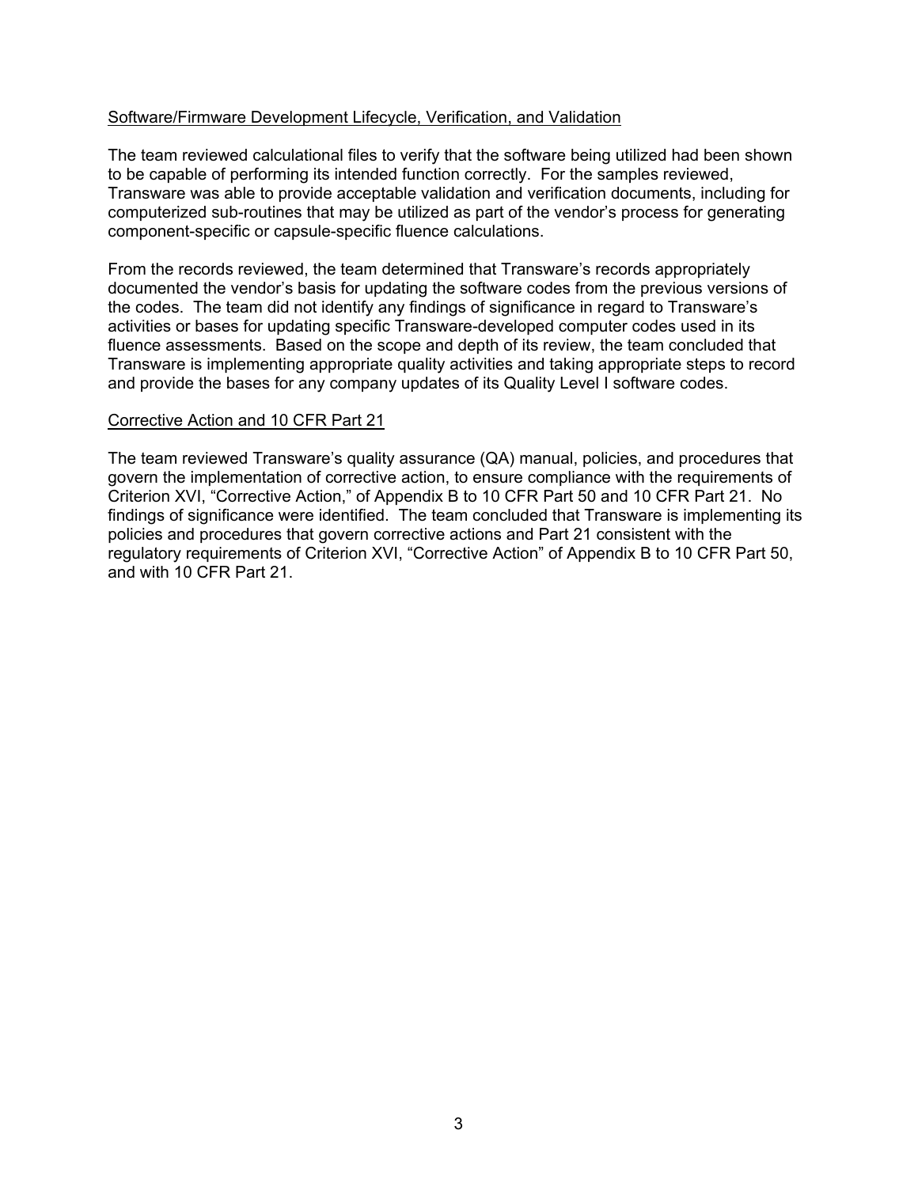<u>Software/Firmware Development Lifecycle, Verification, and Validation</u>

The team reviewed calculational files to verify that the software being utilized had been shown to be capable of performing its intended function correctly. For the samples reviewed, Transware was able to provide acceptable validation and verification documents, including for computerized sub-routines that may be utilized as part of the vendor's process for generating component-specific or capsule-specific fluence calculations.

From the records reviewed, the team determined that Transware's records appropriately documented the vendor's basis for updating the software codes from the previous versions of the codes. The team did not identify any findings of significance in regard to Transware's activities or bases for updating specific Transware-developed computer codes used in its fluence assessments. Based on the scope and depth of its review, the team concluded that Transware is implementing appropriate quality activities and taking appropriate steps to record and provide the bases for any company updates of its Quality Level I software codes.

<u>Corrective Action and 10 CFR Part 21</u>

The team reviewed Transware's quality assurance (QA) manual, policies, and procedures that govern the implementation of corrective action, to ensure compliance with the requirements of Criterion XVI, "Corrective Action," of Appendix B to 10 CFR Part 50 and 10 CFR Part 21. No findings of significance were identified. The team concluded that Transware is implementing its policies and procedures that govern corrective actions and Part 21 consistent with the regulatory requirements of Criterion XVI, "Corrective Action" of Appendix B to 10 CFR Part 50, and with 10 CFR Part 21.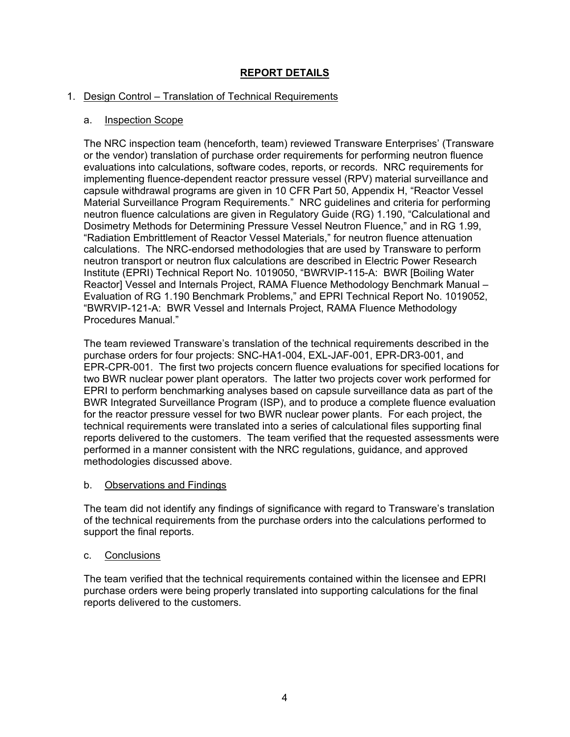# REPORT DETAILS

## 1. Design Control – Translation of Technical Requirements

### a. Inspection Scope

The NRC inspection team (henceforth, team) reviewed Transware Enterprises' (Transware or the vendor) translation of purchase order requirements for performing neutron fluence evaluations into calculations, software codes, reports, or records. NRC requirements for implementing fluence-dependent reactor pressure vessel (RPV) material surveillance and capsule withdrawal programs are given in 10 CFR Part 50, Appendix H, "Reactor Vessel Material Surveillance Program Requirements." NRC guidelines and criteria for performing neutron fluence calculations are given in Regulatory Guide (RG) 1.190, "Calculational and Dosimetry Methods for Determining Pressure Vessel Neutron Fluence," and in RG 1.99, "Radiation Embrittlement of Reactor Vessel Materials," for neutron fluence attenuation calculations. The NRC-endorsed methodologies that are used by Transware to perform neutron transport or neutron flux calculations are described in Electric Power Research Institute (EPRI) Technical Report No. 1019050, "BWRVIP-115-A: BWR [Boiling Water Reactor] Vessel and Internals Project, RAMA Fluence Methodology Benchmark Manual – Evaluation of RG 1.190 Benchmark Problems," and EPRI Technical Report No. 1019052, "BWRVIP-121-A: BWR Vessel and Internals Project, RAMA Fluence Methodology Procedures Manual."

The team reviewed Transware's translation of the technical requirements described in the purchase orders for four projects: SNC-HA1-004, EXL-JAF-001, EPR-DR3-001, and EPR-CPR-001. The first two projects concern fluence evaluations for specified locations for two BWR nuclear power plant operators. The latter two projects cover work performed for EPRI to perform benchmarking analyses based on capsule surveillance data as part of the BWR Integrated Surveillance Program (ISP), and to produce a complete fluence evaluation for the reactor pressure vessel for two BWR nuclear power plants. For each project, the technical requirements were translated into a series of calculational files supporting final reports delivered to the customers. The team verified that the requested assessments were performed in a manner consistent with the NRC regulations, guidance, and approved methodologies discussed above.

### b. Observations and Findings

The team did not identify any findings of significance with regard to Transware's translation of the technical requirements from the purchase orders into the calculations performed to support the final reports.

### c. Conclusions

The team verified that the technical requirements contained within the licensee and EPRI purchase orders were being properly translated into supporting calculations for the final reports delivered to the customers.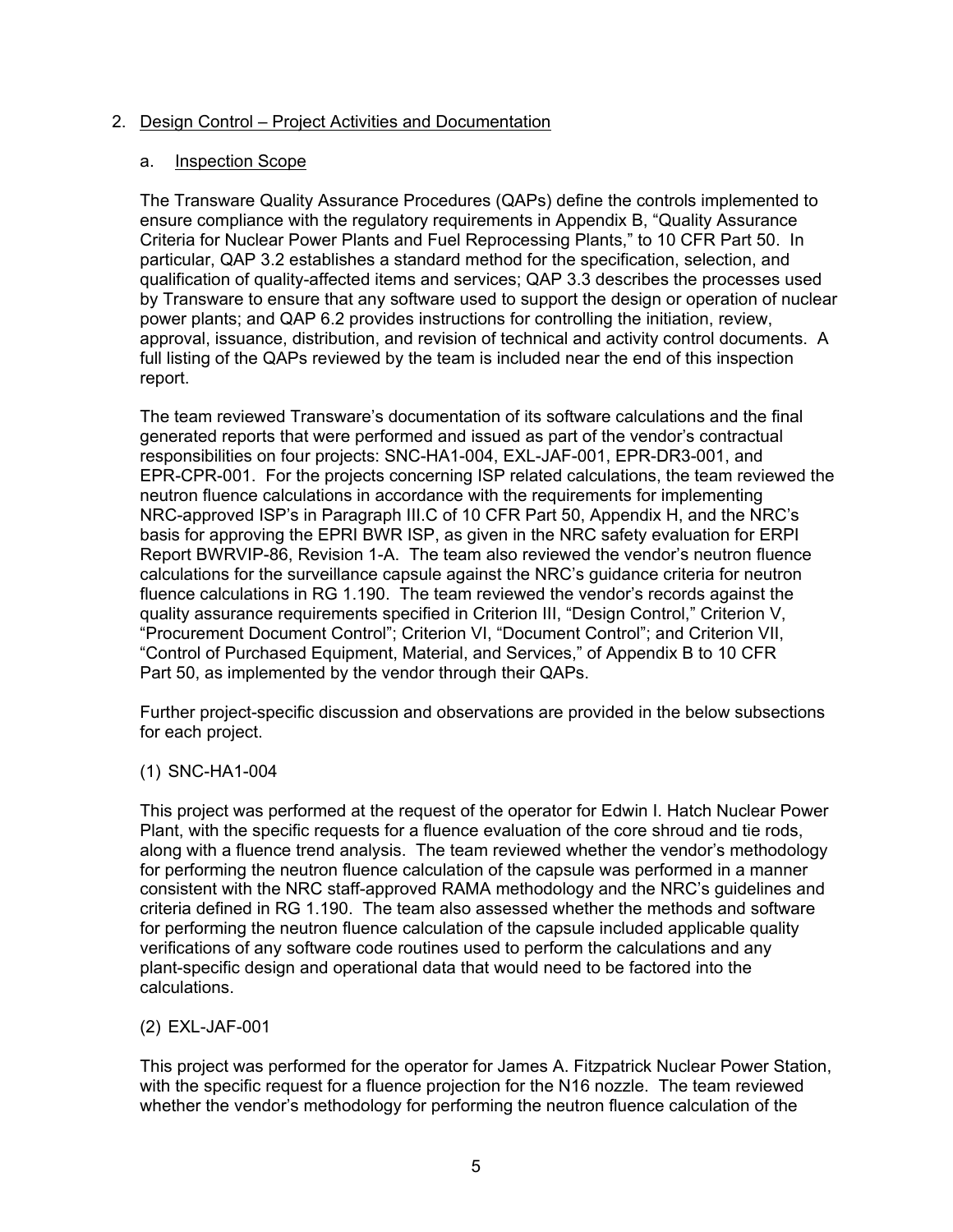2. Design Control – Project Activities and Documentation

   a. Inspection Scope

   The Transware Quality Assurance Procedures (QAPs) define the controls implemented to ensure compliance with the regulatory requirements in Appendix B, "Quality Assurance Criteria for Nuclear Power Plants and Fuel Reprocessing Plants," to 10 CFR Part 50. In particular, QAP 3.2 establishes a standard method for the specification, selection, and qualification of quality-affected items and services; QAP 3.3 describes the processes used by Transware to ensure that any software used to support the design or operation of nuclear power plants; and QAP 6.2 provides instructions for controlling the initiation, review, approval, issuance, distribution, and revision of technical and activity control documents. A full listing of the QAPs reviewed by the team is included near the end of this inspection report.

   The team reviewed Transware's documentation of its software calculations and the final generated reports that were performed and issued as part of the vendor's contractual responsibilities on four projects: SNC-HA1-004, EXL-JAF-001, EPR-DR3-001, and EPR-CPR-001. For the projects concerning ISP related calculations, the team reviewed the neutron fluence calculations in accordance with the requirements for implementing NRC-approved ISP's in Paragraph III.C of 10 CFR Part 50, Appendix H, and the NRC's basis for approving the EPRI BWR ISP, as given in the NRC safety evaluation for ERPI Report BWRVIP-86, Revision 1-A. The team also reviewed the vendor's neutron fluence calculations for the surveillance capsule against the NRC's guidance criteria for neutron fluence calculations in RG 1.190. The team reviewed the vendor's records against the quality assurance requirements specified in Criterion III, "Design Control," Criterion V, "Procurement Document Control"; Criterion VI, "Document Control"; and Criterion VII, "Control of Purchased Equipment, Material, and Services," of Appendix B to 10 CFR Part 50, as implemented by the vendor through their QAPs.

   Further project-specific discussion and observations are provided in the below subsections for each project.

   (1) SNC-HA1-004

   This project was performed at the request of the operator for Edwin I. Hatch Nuclear Power Plant, with the specific requests for a fluence evaluation of the core shroud and tie rods, along with a fluence trend analysis. The team reviewed whether the vendor's methodology for performing the neutron fluence calculation of the capsule was performed in a manner consistent with the NRC staff-approved RAMA methodology and the NRC's guidelines and criteria defined in RG 1.190. The team also assessed whether the methods and software for performing the neutron fluence calculation of the capsule included applicable quality verifications of any software code routines used to perform the calculations and any plant-specific design and operational data that would need to be factored into the calculations.

   (2) EXL-JAF-001

   This project was performed for the operator for James A. Fitzpatrick Nuclear Power Station, with the specific request for a fluence projection for the N16 nozzle. The team reviewed whether the vendor's methodology for performing the neutron fluence calculation of the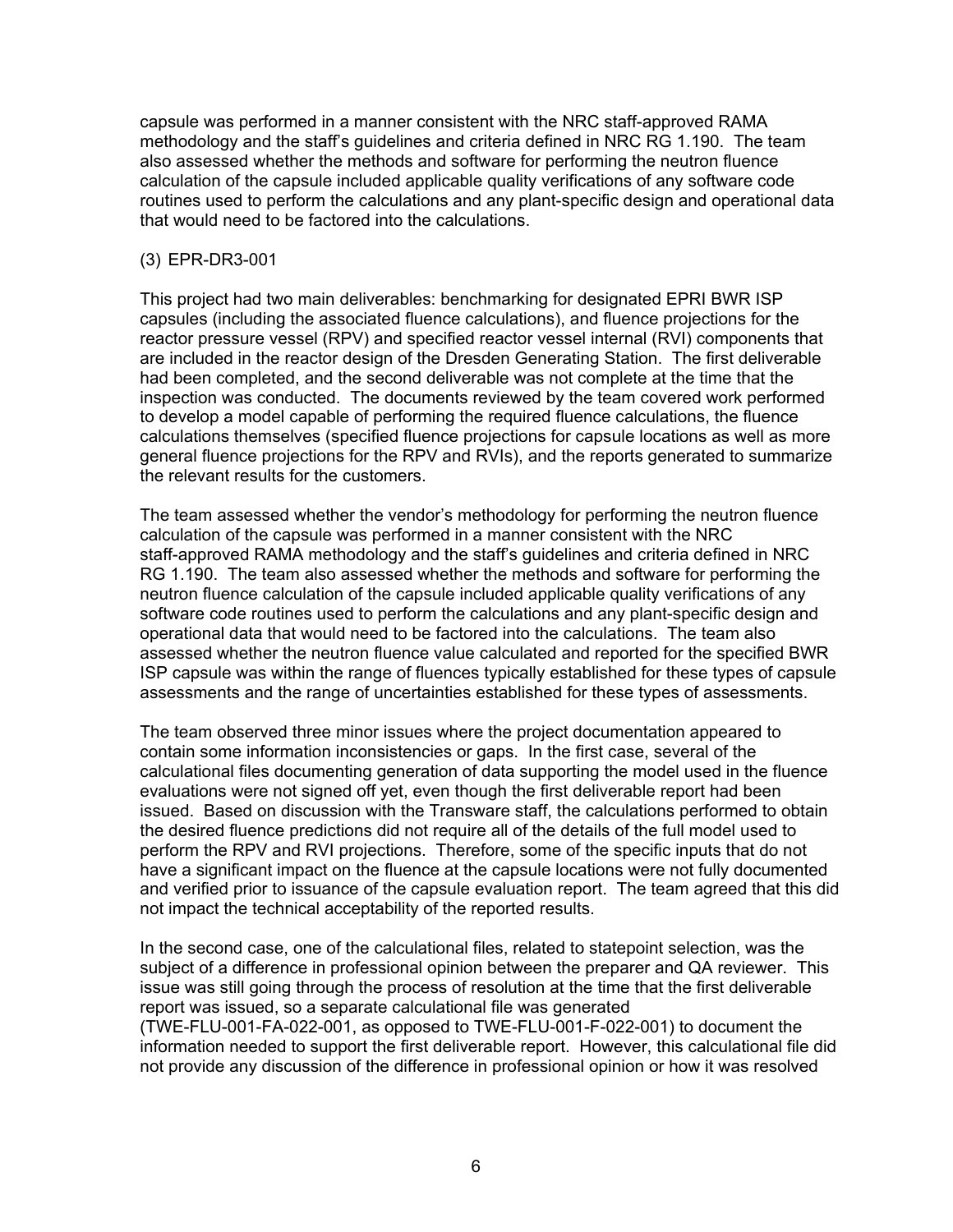capsule was performed in a manner consistent with the NRC staff-approved RAMA methodology and the staff's guidelines and criteria defined in NRC RG 1.190. The team also assessed whether the methods and software for performing the neutron fluence calculation of the capsule included applicable quality verifications of any software code routines used to perform the calculations and any plant-specific design and operational data that would need to be factored into the calculations.

(3) EPR-DR3-001

This project had two main deliverables: benchmarking for designated EPRI BWR ISP capsules (including the associated fluence calculations), and fluence projections for the reactor pressure vessel (RPV) and specified reactor vessel internal (RVI) components that are included in the reactor design of the Dresden Generating Station. The first deliverable had been completed, and the second deliverable was not complete at the time that the inspection was conducted. The documents reviewed by the team covered work performed to develop a model capable of performing the required fluence calculations, the fluence calculations themselves (specified fluence projections for capsule locations as well as more general fluence projections for the RPV and RVIs), and the reports generated to summarize the relevant results for the customers.

The team assessed whether the vendor's methodology for performing the neutron fluence calculation of the capsule was performed in a manner consistent with the NRC staff-approved RAMA methodology and the staff's guidelines and criteria defined in NRC RG 1.190. The team also assessed whether the methods and software for performing the neutron fluence calculation of the capsule included applicable quality verifications of any software code routines used to perform the calculations and any plant-specific design and operational data that would need to be factored into the calculations. The team also assessed whether the neutron fluence value calculated and reported for the specified BWR ISP capsule was within the range of fluences typically established for these types of capsule assessments and the range of uncertainties established for these types of assessments.

The team observed three minor issues where the project documentation appeared to contain some information inconsistencies or gaps. In the first case, several of the calculational files documenting generation of data supporting the model used in the fluence evaluations were not signed off yet, even though the first deliverable report had been issued. Based on discussion with the Transware staff, the calculations performed to obtain the desired fluence predictions did not require all of the details of the full model used to perform the RPV and RVI projections. Therefore, some of the specific inputs that do not have a significant impact on the fluence at the capsule locations were not fully documented and verified prior to issuance of the capsule evaluation report. The team agreed that this did not impact the technical acceptability of the reported results.

In the second case, one of the calculational files, related to statepoint selection, was the subject of a difference in professional opinion between the preparer and QA reviewer. This issue was still going through the process of resolution at the time that the first deliverable report was issued, so a separate calculational file was generated (TWE-FLU-001-FA-022-001, as opposed to TWE-FLU-001-F-022-001) to document the information needed to support the first deliverable report. However, this calculational file did not provide any discussion of the difference in professional opinion or how it was resolved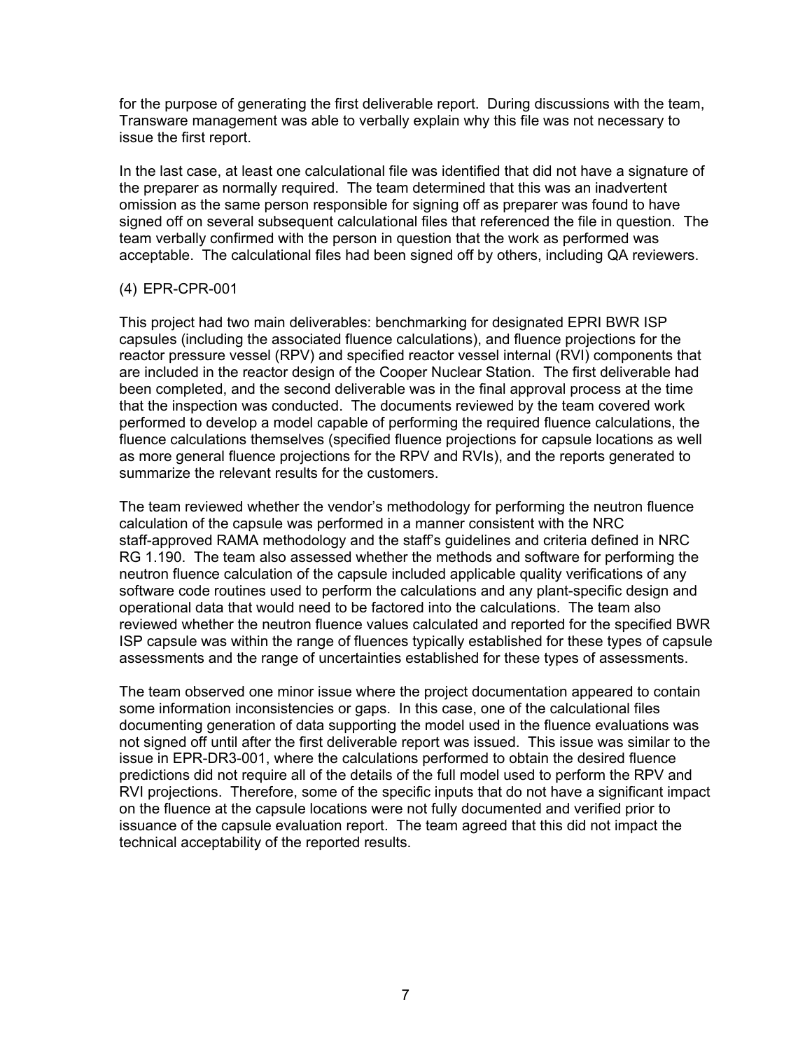for the purpose of generating the first deliverable report. During discussions with the team, Transware management was able to verbally explain why this file was not necessary to issue the first report.

In the last case, at least one calculational file was identified that did not have a signature of the preparer as normally required. The team determined that this was an inadvertent omission as the same person responsible for signing off as preparer was found to have signed off on several subsequent calculational files that referenced the file in question. The team verbally confirmed with the person in question that the work as performed was acceptable. The calculational files had been signed off by others, including QA reviewers.

(4) EPR-CPR-001

This project had two main deliverables: benchmarking for designated EPRI BWR ISP capsules (including the associated fluence calculations), and fluence projections for the reactor pressure vessel (RPV) and specified reactor vessel internal (RVI) components that are included in the reactor design of the Cooper Nuclear Station. The first deliverable had been completed, and the second deliverable was in the final approval process at the time that the inspection was conducted. The documents reviewed by the team covered work performed to develop a model capable of performing the required fluence calculations, the fluence calculations themselves (specified fluence projections for capsule locations as well as more general fluence projections for the RPV and RVIs), and the reports generated to summarize the relevant results for the customers.

The team reviewed whether the vendor's methodology for performing the neutron fluence calculation of the capsule was performed in a manner consistent with the NRC staff-approved RAMA methodology and the staff's guidelines and criteria defined in NRC RG 1.190. The team also assessed whether the methods and software for performing the neutron fluence calculation of the capsule included applicable quality verifications of any software code routines used to perform the calculations and any plant-specific design and operational data that would need to be factored into the calculations. The team also reviewed whether the neutron fluence values calculated and reported for the specified BWR ISP capsule was within the range of fluences typically established for these types of capsule assessments and the range of uncertainties established for these types of assessments.

The team observed one minor issue where the project documentation appeared to contain some information inconsistencies or gaps. In this case, one of the calculational files documenting generation of data supporting the model used in the fluence evaluations was not signed off until after the first deliverable report was issued. This issue was similar to the issue in EPR-DR3-001, where the calculations performed to obtain the desired fluence predictions did not require all of the details of the full model used to perform the RPV and RVI projections. Therefore, some of the specific inputs that do not have a significant impact on the fluence at the capsule locations were not fully documented and verified prior to issuance of the capsule evaluation report. The team agreed that this did not impact the technical acceptability of the reported results.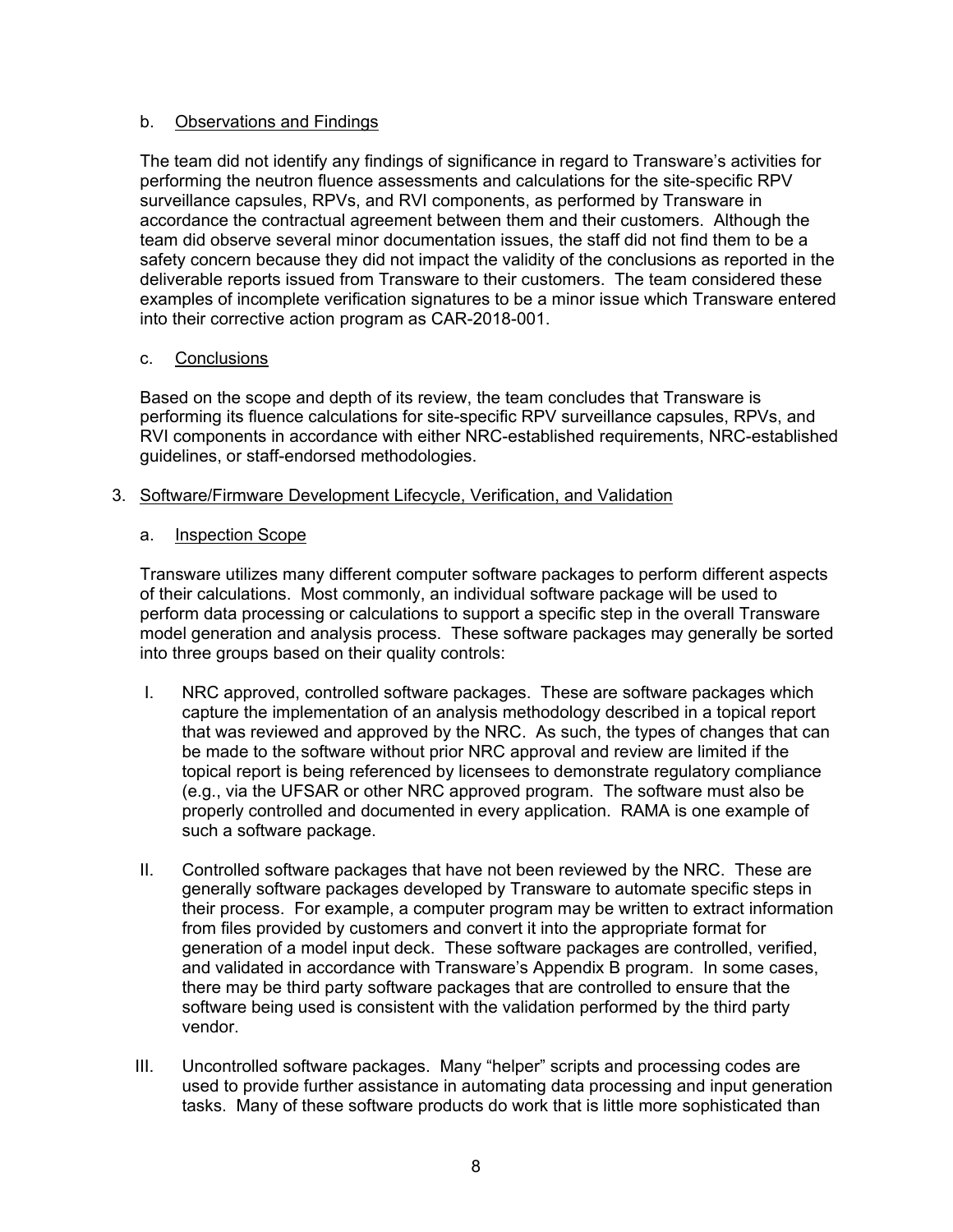b. Observations and Findings

The team did not identify any findings of significance in regard to Transware's activities for performing the neutron fluence assessments and calculations for the site-specific RPV surveillance capsules, RPVs, and RVI components, as performed by Transware in accordance the contractual agreement between them and their customers. Although the team did observe several minor documentation issues, the staff did not find them to be a safety concern because they did not impact the validity of the conclusions as reported in the deliverable reports issued from Transware to their customers. The team considered these examples of incomplete verification signatures to be a minor issue which Transware entered into their corrective action program as CAR-2018-001.

c. Conclusions

Based on the scope and depth of its review, the team concludes that Transware is performing its fluence calculations for site-specific RPV surveillance capsules, RPVs, and RVI components in accordance with either NRC-established requirements, NRC-established guidelines, or staff-endorsed methodologies.

3. Software/Firmware Development Lifecycle, Verification, and Validation

a. Inspection Scope

Transware utilizes many different computer software packages to perform different aspects of their calculations. Most commonly, an individual software package will be used to perform data processing or calculations to support a specific step in the overall Transware model generation and analysis process. These software packages may generally be sorted into three groups based on their quality controls:

I. NRC approved, controlled software packages. These are software packages which capture the implementation of an analysis methodology described in a topical report that was reviewed and approved by the NRC. As such, the types of changes that can be made to the software without prior NRC approval and review are limited if the topical report is being referenced by licensees to demonstrate regulatory compliance (e.g., via the UFSAR or other NRC approved program. The software must also be properly controlled and documented in every application. RAMA is one example of such a software package.

II. Controlled software packages that have not been reviewed by the NRC. These are generally software packages developed by Transware to automate specific steps in their process. For example, a computer program may be written to extract information from files provided by customers and convert it into the appropriate format for generation of a model input deck. These software packages are controlled, verified, and validated in accordance with Transware's Appendix B program. In some cases, there may be third party software packages that are controlled to ensure that the software being used is consistent with the validation performed by the third party vendor.

III. Uncontrolled software packages. Many "helper" scripts and processing codes are used to provide further assistance in automating data processing and input generation tasks. Many of these software products do work that is little more sophisticated than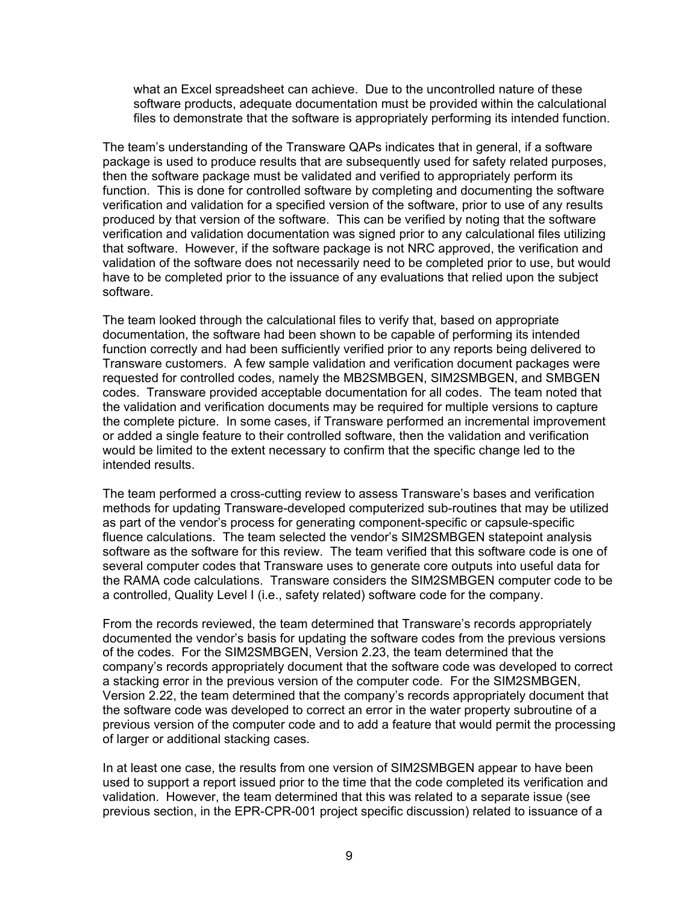> what an Excel spreadsheet can achieve. Due to the uncontrolled nature of these software products, adequate documentation must be provided within the calculational files to demonstrate that the software is appropriately performing its intended function.

The team's understanding of the Transware QAPs indicates that in general, if a software package is used to produce results that are subsequently used for safety related purposes, then the software package must be validated and verified to appropriately perform its function. This is done for controlled software by completing and documenting the software verification and validation for a specified version of the software, prior to use of any results produced by that version of the software. This can be verified by noting that the software verification and validation documentation was signed prior to any calculational files utilizing that software. However, if the software package is not NRC approved, the verification and validation of the software does not necessarily need to be completed prior to use, but would have to be completed prior to the issuance of any evaluations that relied upon the subject software.

The team looked through the calculational files to verify that, based on appropriate documentation, the software had been shown to be capable of performing its intended function correctly and had been sufficiently verified prior to any reports being delivered to Transware customers. A few sample validation and verification document packages were requested for controlled codes, namely the MB2SMBGEN, SIM2SMBGEN, and SMBGEN codes. Transware provided acceptable documentation for all codes. The team noted that the validation and verification documents may be required for multiple versions to capture the complete picture. In some cases, if Transware performed an incremental improvement or added a single feature to their controlled software, then the validation and verification would be limited to the extent necessary to confirm that the specific change led to the intended results.

The team performed a cross-cutting review to assess Transware's bases and verification methods for updating Transware-developed computerized sub-routines that may be utilized as part of the vendor's process for generating component-specific or capsule-specific fluence calculations. The team selected the vendor's SIM2SMBGEN statepoint analysis software as the software for this review. The team verified that this software code is one of several computer codes that Transware uses to generate core outputs into useful data for the RAMA code calculations. Transware considers the SIM2SMBGEN computer code to be a controlled, Quality Level I (i.e., safety related) software code for the company.

From the records reviewed, the team determined that Transware's records appropriately documented the vendor's basis for updating the software codes from the previous versions of the codes. For the SIM2SMBGEN, Version 2.23, the team determined that the company's records appropriately document that the software code was developed to correct a stacking error in the previous version of the computer code. For the SIM2SMBGEN, Version 2.22, the team determined that the company's records appropriately document that the software code was developed to correct an error in the water property subroutine of a previous version of the computer code and to add a feature that would permit the processing of larger or additional stacking cases.

In at least one case, the results from one version of SIM2SMBGEN appear to have been used to support a report issued prior to the time that the code completed its verification and validation. However, the team determined that this was related to a separate issue (see previous section, in the EPR-CPR-001 project specific discussion) related to issuance of a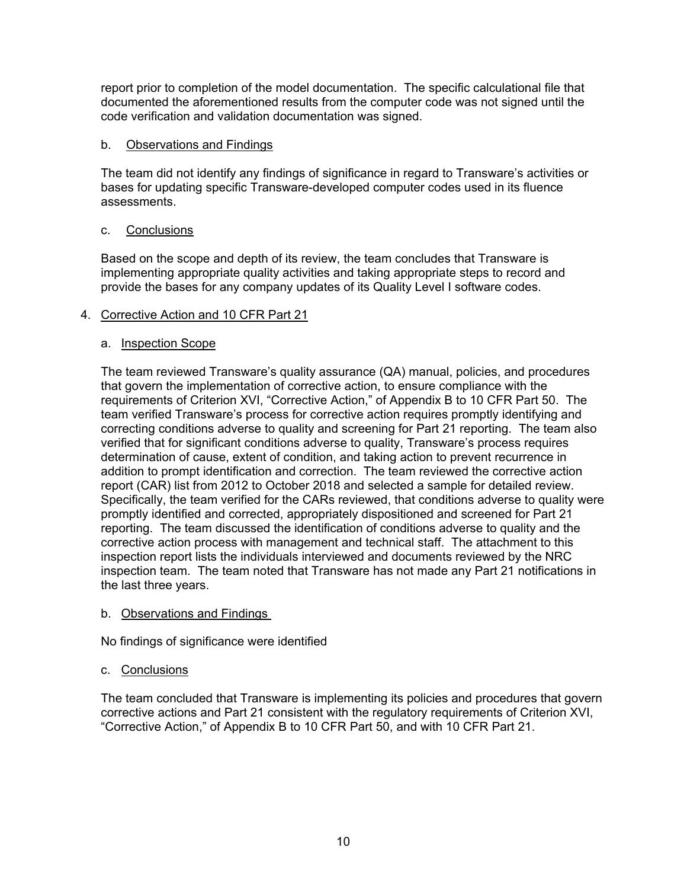report prior to completion of the model documentation. The specific calculational file that documented the aforementioned results from the computer code was not signed until the code verification and validation documentation was signed.

b. Observations and Findings

The team did not identify any findings of significance in regard to Transware's activities or bases for updating specific Transware-developed computer codes used in its fluence assessments.

c. Conclusions

Based on the scope and depth of its review, the team concludes that Transware is implementing appropriate quality activities and taking appropriate steps to record and provide the bases for any company updates of its Quality Level I software codes.

4. Corrective Action and 10 CFR Part 21

a. Inspection Scope

The team reviewed Transware's quality assurance (QA) manual, policies, and procedures that govern the implementation of corrective action, to ensure compliance with the requirements of Criterion XVI, "Corrective Action," of Appendix B to 10 CFR Part 50. The team verified Transware's process for corrective action requires promptly identifying and correcting conditions adverse to quality and screening for Part 21 reporting. The team also verified that for significant conditions adverse to quality, Transware's process requires determination of cause, extent of condition, and taking action to prevent recurrence in addition to prompt identification and correction. The team reviewed the corrective action report (CAR) list from 2012 to October 2018 and selected a sample for detailed review. Specifically, the team verified for the CARs reviewed, that conditions adverse to quality were promptly identified and corrected, appropriately dispositioned and screened for Part 21 reporting. The team discussed the identification of conditions adverse to quality and the corrective action process with management and technical staff. The attachment to this inspection report lists the individuals interviewed and documents reviewed by the NRC inspection team. The team noted that Transware has not made any Part 21 notifications in the last three years.

b. Observations and Findings

No findings of significance were identified

c. Conclusions

The team concluded that Transware is implementing its policies and procedures that govern corrective actions and Part 21 consistent with the regulatory requirements of Criterion XVI, "Corrective Action," of Appendix B to 10 CFR Part 50, and with 10 CFR Part 21.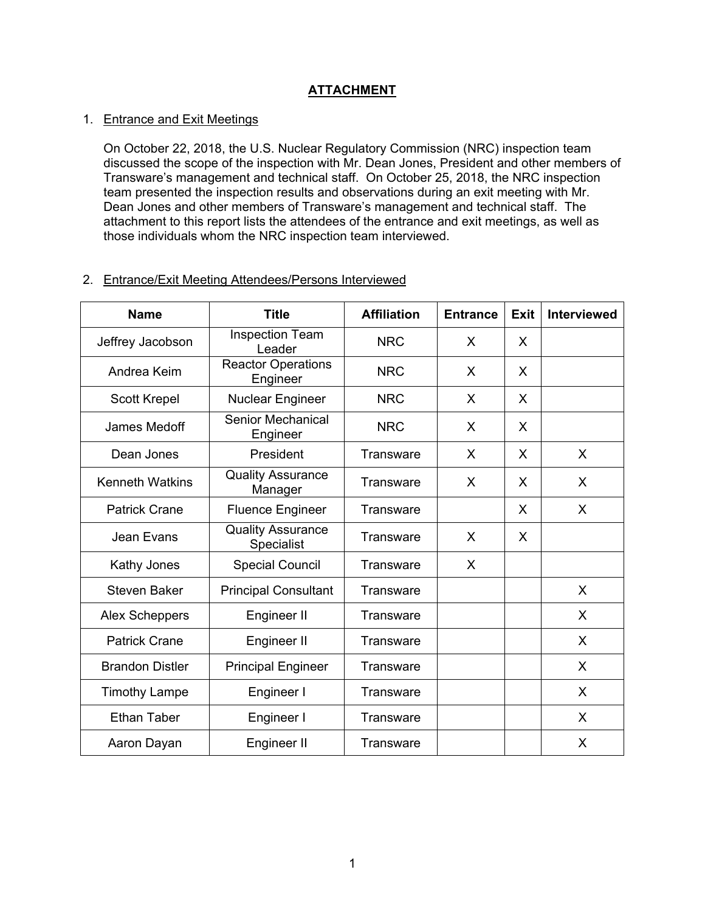# ATTACHMENT

1. Entrance and Exit Meetings

   On October 22, 2018, the U.S. Nuclear Regulatory Commission (NRC) inspection team discussed the scope of the inspection with Mr. Dean Jones, President and other members of Transware's management and technical staff. On October 25, 2018, the NRC inspection team presented the inspection results and observations during an exit meeting with Mr. Dean Jones and other members of Transware's management and technical staff. The attachment to this report lists the attendees of the entrance and exit meetings, as well as those individuals whom the NRC inspection team interviewed.

2. Entrance/Exit Meeting Attendees/Persons Interviewed

| Name | Title | Affiliation | Entrance | Exit | Interviewed |
|---|---|---|---|---|---|
| Jeffrey Jacobson | Inspection Team Leader | NRC | X | X | |
| Andrea Keim | Reactor Operations Engineer | NRC | X | X | |
| Scott Krepel | Nuclear Engineer | NRC | X | X | |
| James Medoff | Senior Mechanical Engineer | NRC | X | X | |
| Dean Jones | President | Transware | X | X | X |
| Kenneth Watkins | Quality Assurance Manager | Transware | X | X | X |
| Patrick Crane | Fluence Engineer | Transware | | X | X |
| Jean Evans | Quality Assurance Specialist | Transware | X | X | |
| Kathy Jones | Special Council | Transware | X | | |
| Steven Baker | Principal Consultant | Transware | | | X |
| Alex Scheppers | Engineer II | Transware | | | X |
| Patrick Crane | Engineer II | Transware | | | X |
| Brandon Distler | Principal Engineer | Transware | | | X |
| Timothy Lampe | Engineer I | Transware | | | X |
| Ethan Taber | Engineer I | Transware | | | X |
| Aaron Dayan | Engineer II | Transware | | | X |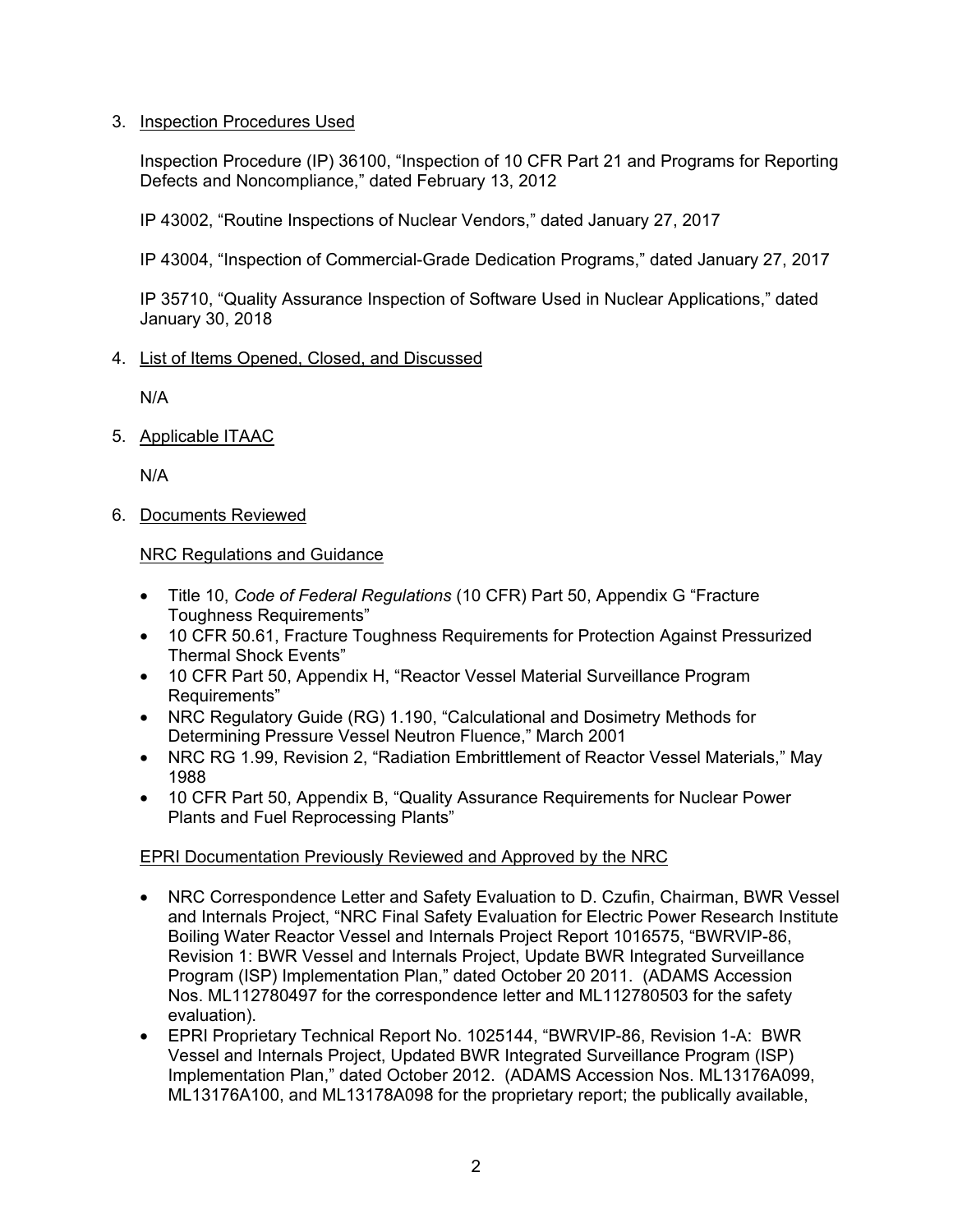3. Inspection Procedures Used

   Inspection Procedure (IP) 36100, "Inspection of 10 CFR Part 21 and Programs for Reporting Defects and Noncompliance," dated February 13, 2012

   IP 43002, "Routine Inspections of Nuclear Vendors," dated January 27, 2017

   IP 43004, "Inspection of Commercial-Grade Dedication Programs," dated January 27, 2017

   IP 35710, "Quality Assurance Inspection of Software Used in Nuclear Applications," dated January 30, 2018

4. List of Items Opened, Closed, and Discussed

   N/A

5. Applicable ITAAC

   N/A

6. Documents Reviewed

   NRC Regulations and Guidance

   - Title 10, *Code of Federal Regulations* (10 CFR) Part 50, Appendix G "Fracture Toughness Requirements"
   - 10 CFR 50.61, Fracture Toughness Requirements for Protection Against Pressurized Thermal Shock Events"
   - 10 CFR Part 50, Appendix H, "Reactor Vessel Material Surveillance Program Requirements"
   - NRC Regulatory Guide (RG) 1.190, "Calculational and Dosimetry Methods for Determining Pressure Vessel Neutron Fluence," March 2001
   - NRC RG 1.99, Revision 2, "Radiation Embrittlement of Reactor Vessel Materials," May 1988
   - 10 CFR Part 50, Appendix B, "Quality Assurance Requirements for Nuclear Power Plants and Fuel Reprocessing Plants"

   EPRI Documentation Previously Reviewed and Approved by the NRC

   - NRC Correspondence Letter and Safety Evaluation to D. Czufin, Chairman, BWR Vessel and Internals Project, "NRC Final Safety Evaluation for Electric Power Research Institute Boiling Water Reactor Vessel and Internals Project Report 1016575, "BWRVIP-86, Revision 1: BWR Vessel and Internals Project, Update BWR Integrated Surveillance Program (ISP) Implementation Plan," dated October 20 2011. (ADAMS Accession Nos. ML112780497 for the correspondence letter and ML112780503 for the safety evaluation).
   - EPRI Proprietary Technical Report No. 1025144, "BWRVIP-86, Revision 1-A: BWR Vessel and Internals Project, Updated BWR Integrated Surveillance Program (ISP) Implementation Plan," dated October 2012. (ADAMS Accession Nos. ML13176A099, ML13176A100, and ML13178A098 for the proprietary report; the publically available,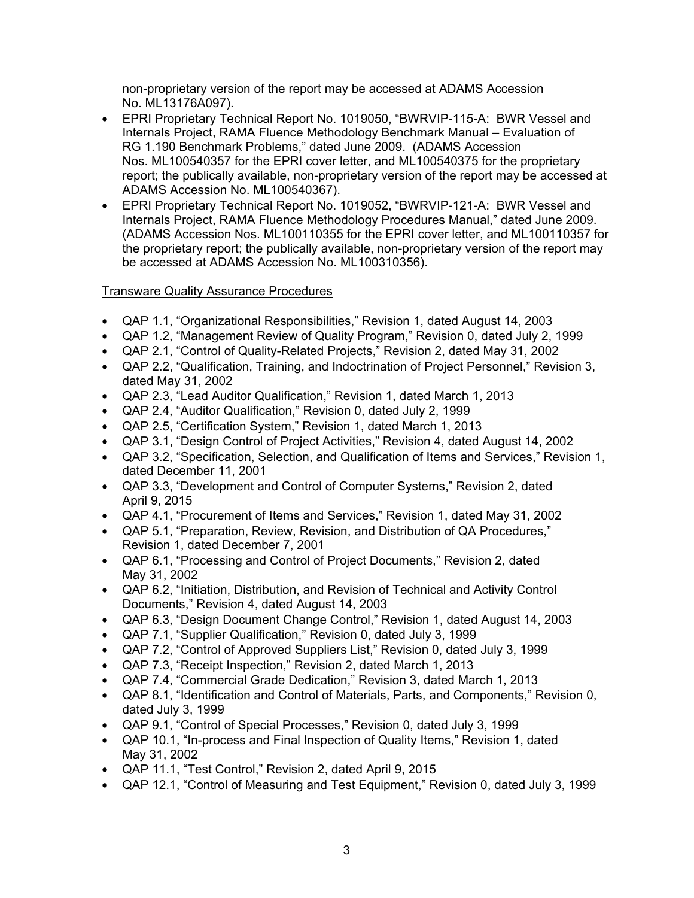non-proprietary version of the report may be accessed at ADAMS Accession No. ML13176A097).

- EPRI Proprietary Technical Report No. 1019050, "BWRVIP-115-A: BWR Vessel and Internals Project, RAMA Fluence Methodology Benchmark Manual – Evaluation of RG 1.190 Benchmark Problems," dated June 2009. (ADAMS Accession Nos. ML100540357 for the EPRI cover letter, and ML100540375 for the proprietary report; the publically available, non-proprietary version of the report may be accessed at ADAMS Accession No. ML100540367).
- EPRI Proprietary Technical Report No. 1019052, "BWRVIP-121-A: BWR Vessel and Internals Project, RAMA Fluence Methodology Procedures Manual," dated June 2009. (ADAMS Accession Nos. ML100110355 for the EPRI cover letter, and ML100110357 for the proprietary report; the publically available, non-proprietary version of the report may be accessed at ADAMS Accession No. ML100310356).

Transware Quality Assurance Procedures

- QAP 1.1, "Organizational Responsibilities," Revision 1, dated August 14, 2003
- QAP 1.2, "Management Review of Quality Program," Revision 0, dated July 2, 1999
- QAP 2.1, "Control of Quality-Related Projects," Revision 2, dated May 31, 2002
- QAP 2.2, "Qualification, Training, and Indoctrination of Project Personnel," Revision 3, dated May 31, 2002
- QAP 2.3, "Lead Auditor Qualification," Revision 1, dated March 1, 2013
- QAP 2.4, "Auditor Qualification," Revision 0, dated July 2, 1999
- QAP 2.5, "Certification System," Revision 1, dated March 1, 2013
- QAP 3.1, "Design Control of Project Activities," Revision 4, dated August 14, 2002
- QAP 3.2, "Specification, Selection, and Qualification of Items and Services," Revision 1, dated December 11, 2001
- QAP 3.3, "Development and Control of Computer Systems," Revision 2, dated April 9, 2015
- QAP 4.1, "Procurement of Items and Services," Revision 1, dated May 31, 2002
- QAP 5.1, "Preparation, Review, Revision, and Distribution of QA Procedures," Revision 1, dated December 7, 2001
- QAP 6.1, "Processing and Control of Project Documents," Revision 2, dated May 31, 2002
- QAP 6.2, "Initiation, Distribution, and Revision of Technical and Activity Control Documents," Revision 4, dated August 14, 2003
- QAP 6.3, "Design Document Change Control," Revision 1, dated August 14, 2003
- QAP 7.1, "Supplier Qualification," Revision 0, dated July 3, 1999
- QAP 7.2, "Control of Approved Suppliers List," Revision 0, dated July 3, 1999
- QAP 7.3, "Receipt Inspection," Revision 2, dated March 1, 2013
- QAP 7.4, "Commercial Grade Dedication," Revision 3, dated March 1, 2013
- QAP 8.1, "Identification and Control of Materials, Parts, and Components," Revision 0, dated July 3, 1999
- QAP 9.1, "Control of Special Processes," Revision 0, dated July 3, 1999
- QAP 10.1, "In-process and Final Inspection of Quality Items," Revision 1, dated May 31, 2002
- QAP 11.1, "Test Control," Revision 2, dated April 9, 2015
- QAP 12.1, "Control of Measuring and Test Equipment," Revision 0, dated July 3, 1999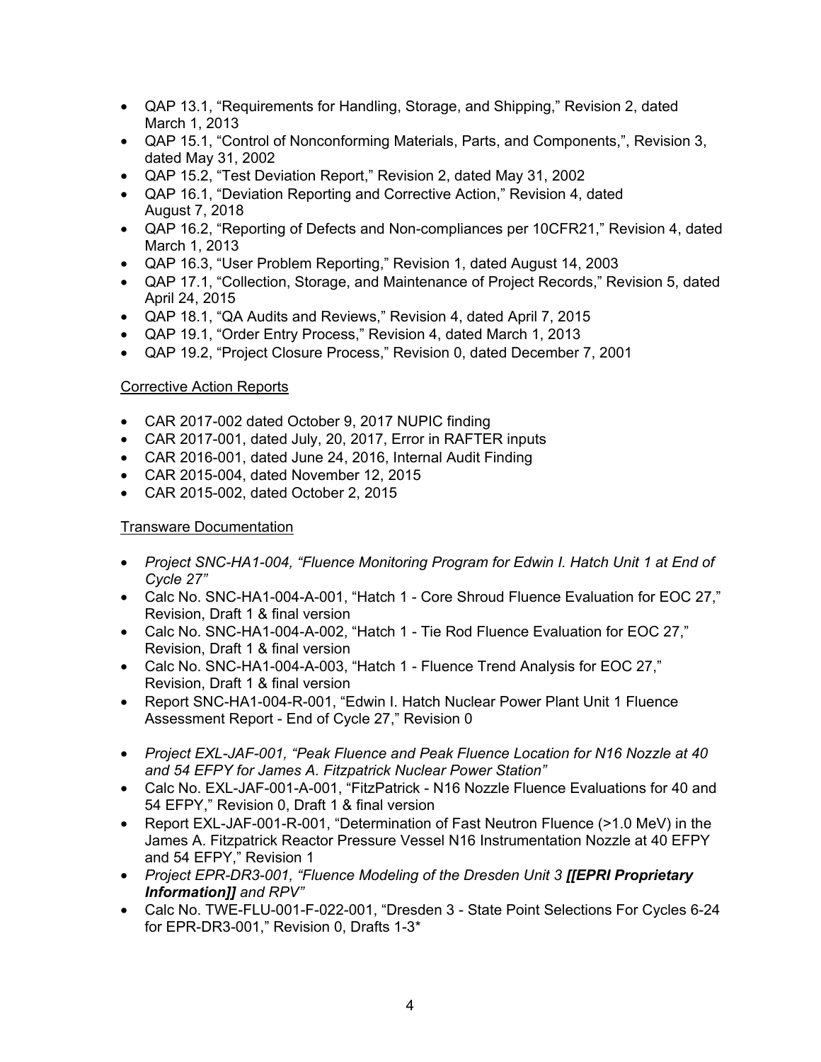- QAP 13.1, "Requirements for Handling, Storage, and Shipping," Revision 2, dated March 1, 2013
- QAP 15.1, "Control of Nonconforming Materials, Parts, and Components,", Revision 3, dated May 31, 2002
- QAP 15.2, "Test Deviation Report," Revision 2, dated May 31, 2002
- QAP 16.1, "Deviation Reporting and Corrective Action," Revision 4, dated August 7, 2018
- QAP 16.2, "Reporting of Defects and Non-compliances per 10CFR21," Revision 4, dated March 1, 2013
- QAP 16.3, "User Problem Reporting," Revision 1, dated August 14, 2003
- QAP 17.1, "Collection, Storage, and Maintenance of Project Records," Revision 5, dated April 24, 2015
- QAP 18.1, "QA Audits and Reviews," Revision 4, dated April 7, 2015
- QAP 19.1, "Order Entry Process," Revision 4, dated March 1, 2013
- QAP 19.2, "Project Closure Process," Revision 0, dated December 7, 2001

Corrective Action Reports

- CAR 2017-002 dated October 9, 2017 NUPIC finding
- CAR 2017-001, dated July, 20, 2017, Error in RAFTER inputs
- CAR 2016-001, dated June 24, 2016, Internal Audit Finding
- CAR 2015-004, dated November 12, 2015
- CAR 2015-002, dated October 2, 2015

Transware Documentation

- *Project SNC-HA1-004, "Fluence Monitoring Program for Edwin I. Hatch Unit 1 at End of Cycle 27"*
- Calc No. SNC-HA1-004-A-001, "Hatch 1 - Core Shroud Fluence Evaluation for EOC 27," Revision, Draft 1 & final version
- Calc No. SNC-HA1-004-A-002, "Hatch 1 - Tie Rod Fluence Evaluation for EOC 27," Revision, Draft 1 & final version
- Calc No. SNC-HA1-004-A-003, "Hatch 1 - Fluence Trend Analysis for EOC 27," Revision, Draft 1 & final version
- Report SNC-HA1-004-R-001, "Edwin I. Hatch Nuclear Power Plant Unit 1 Fluence Assessment Report - End of Cycle 27," Revision 0

- *Project EXL-JAF-001, "Peak Fluence and Peak Fluence Location for N16 Nozzle at 40 and 54 EFPY for James A. Fitzpatrick Nuclear Power Station"*
- Calc No. EXL-JAF-001-A-001, "FitzPatrick - N16 Nozzle Fluence Evaluations for 40 and 54 EFPY," Revision 0, Draft 1 & final version
- Report EXL-JAF-001-R-001, "Determination of Fast Neutron Fluence (>1.0 MeV) in the James A. Fitzpatrick Reactor Pressure Vessel N16 Instrumentation Nozzle at 40 EFPY and 54 EFPY," Revision 1
- *Project EPR-DR3-001, "Fluence Modeling of the Dresden Unit 3* ***[[EPRI Proprietary Information]]*** *and RPV"*
- Calc No. TWE-FLU-001-F-022-001, "Dresden 3 - State Point Selections For Cycles 6-24 for EPR-DR3-001," Revision 0, Drafts 1-3*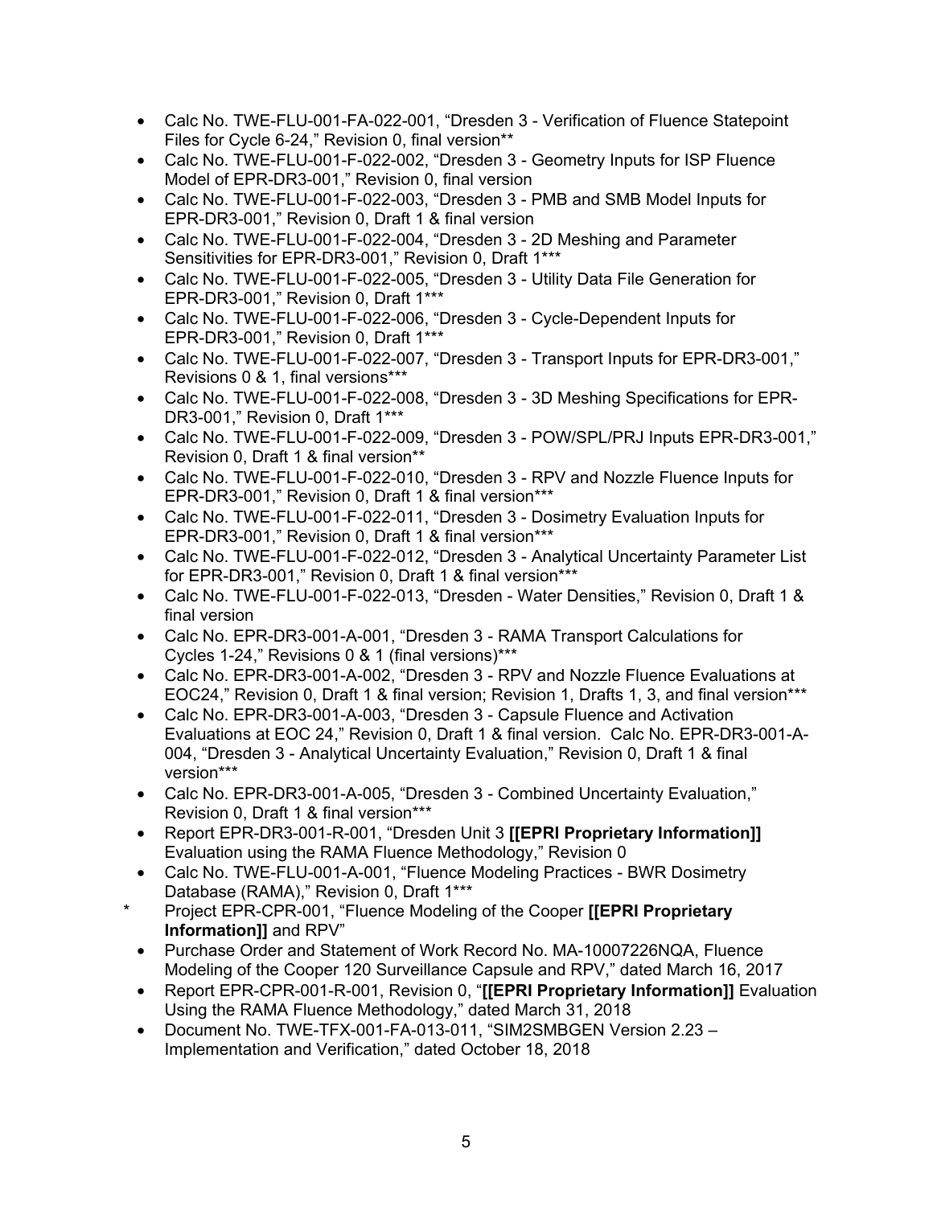- Calc No. TWE-FLU-001-FA-022-001, "Dresden 3 - Verification of Fluence Statepoint Files for Cycle 6-24," Revision 0, final version**
- Calc No. TWE-FLU-001-F-022-002, "Dresden 3 - Geometry Inputs for ISP Fluence Model of EPR-DR3-001," Revision 0, final version
- Calc No. TWE-FLU-001-F-022-003, "Dresden 3 - PMB and SMB Model Inputs for EPR-DR3-001," Revision 0, Draft 1 & final version
- Calc No. TWE-FLU-001-F-022-004, "Dresden 3 - 2D Meshing and Parameter Sensitivities for EPR-DR3-001," Revision 0, Draft 1***
- Calc No. TWE-FLU-001-F-022-005, "Dresden 3 - Utility Data File Generation for EPR-DR3-001," Revision 0, Draft 1***
- Calc No. TWE-FLU-001-F-022-006, "Dresden 3 - Cycle-Dependent Inputs for EPR-DR3-001," Revision 0, Draft 1***
- Calc No. TWE-FLU-001-F-022-007, "Dresden 3 - Transport Inputs for EPR-DR3-001," Revisions 0 & 1, final versions***
- Calc No. TWE-FLU-001-F-022-008, "Dresden 3 - 3D Meshing Specifications for EPR-DR3-001," Revision 0, Draft 1***
- Calc No. TWE-FLU-001-F-022-009, "Dresden 3 - POW/SPL/PRJ Inputs EPR-DR3-001," Revision 0, Draft 1 & final version**
- Calc No. TWE-FLU-001-F-022-010, "Dresden 3 - RPV and Nozzle Fluence Inputs for EPR-DR3-001," Revision 0, Draft 1 & final version***
- Calc No. TWE-FLU-001-F-022-011, "Dresden 3 - Dosimetry Evaluation Inputs for EPR-DR3-001," Revision 0, Draft 1 & final version***
- Calc No. TWE-FLU-001-F-022-012, "Dresden 3 - Analytical Uncertainty Parameter List for EPR-DR3-001," Revision 0, Draft 1 & final version***
- Calc No. TWE-FLU-001-F-022-013, "Dresden - Water Densities," Revision 0, Draft 1 & final version
- Calc No. EPR-DR3-001-A-001, "Dresden 3 - RAMA Transport Calculations for Cycles 1-24," Revisions 0 & 1 (final versions)***
- Calc No. EPR-DR3-001-A-002, "Dresden 3 - RPV and Nozzle Fluence Evaluations at EOC24," Revision 0, Draft 1 & final version; Revision 1, Drafts 1, 3, and final version***
- Calc No. EPR-DR3-001-A-003, "Dresden 3 - Capsule Fluence and Activation Evaluations at EOC 24," Revision 0, Draft 1 & final version. Calc No. EPR-DR3-001-A-004, "Dresden 3 - Analytical Uncertainty Evaluation," Revision 0, Draft 1 & final version***
- Calc No. EPR-DR3-001-A-005, "Dresden 3 - Combined Uncertainty Evaluation," Revision 0, Draft 1 & final version***
- Report EPR-DR3-001-R-001, "Dresden Unit 3 **[[EPRI Proprietary Information]]** Evaluation using the RAMA Fluence Methodology," Revision 0
- Calc No. TWE-FLU-001-A-001, "Fluence Modeling Practices - BWR Dosimetry Database (RAMA)," Revision 0, Draft 1***

\* Project EPR-CPR-001, "Fluence Modeling of the Cooper **[[EPRI Proprietary Information]]** and RPV"

- Purchase Order and Statement of Work Record No. MA-10007226NQA, Fluence Modeling of the Cooper 120 Surveillance Capsule and RPV," dated March 16, 2017
- Report EPR-CPR-001-R-001, Revision 0, "**[[EPRI Proprietary Information]]** Evaluation Using the RAMA Fluence Methodology," dated March 31, 2018
- Document No. TWE-TFX-001-FA-013-011, "SIM2SMBGEN Version 2.23 – Implementation and Verification," dated October 18, 2018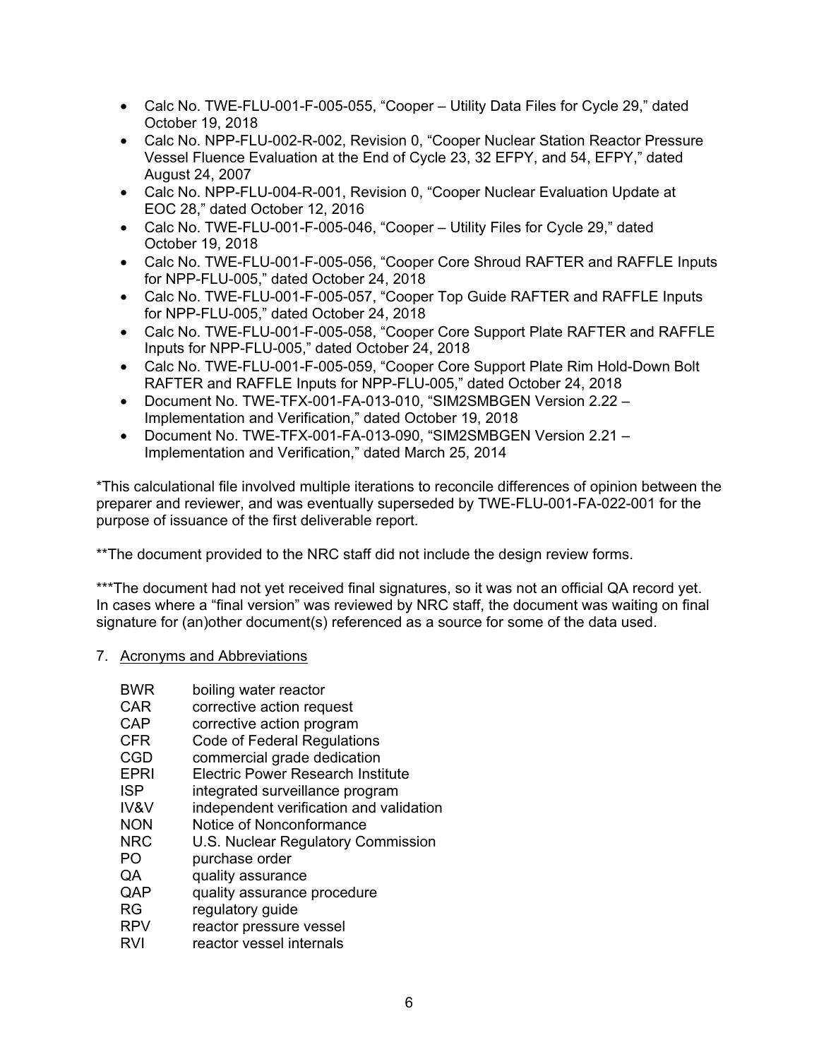- Calc No. TWE-FLU-001-F-005-055, "Cooper – Utility Data Files for Cycle 29," dated October 19, 2018
- Calc No. NPP-FLU-002-R-002, Revision 0, "Cooper Nuclear Station Reactor Pressure Vessel Fluence Evaluation at the End of Cycle 23, 32 EFPY, and 54, EFPY," dated August 24, 2007
- Calc No. NPP-FLU-004-R-001, Revision 0, "Cooper Nuclear Evaluation Update at EOC 28," dated October 12, 2016
- Calc No. TWE-FLU-001-F-005-046, "Cooper – Utility Files for Cycle 29," dated October 19, 2018
- Calc No. TWE-FLU-001-F-005-056, "Cooper Core Shroud RAFTER and RAFFLE Inputs for NPP-FLU-005," dated October 24, 2018
- Calc No. TWE-FLU-001-F-005-057, "Cooper Top Guide RAFTER and RAFFLE Inputs for NPP-FLU-005," dated October 24, 2018
- Calc No. TWE-FLU-001-F-005-058, "Cooper Core Support Plate RAFTER and RAFFLE Inputs for NPP-FLU-005," dated October 24, 2018
- Calc No. TWE-FLU-001-F-005-059, "Cooper Core Support Plate Rim Hold-Down Bolt RAFTER and RAFFLE Inputs for NPP-FLU-005," dated October 24, 2018
- Document No. TWE-TFX-001-FA-013-010, "SIM2SMBGEN Version 2.22 – Implementation and Verification," dated October 19, 2018
- Document No. TWE-TFX-001-FA-013-090, "SIM2SMBGEN Version 2.21 – Implementation and Verification," dated March 25, 2014

*This calculational file involved multiple iterations to reconcile differences of opinion between the preparer and reviewer, and was eventually superseded by TWE-FLU-001-FA-022-001 for the purpose of issuance of the first deliverable report.

**The document provided to the NRC staff did not include the design review forms.

***The document had not yet received final signatures, so it was not an official QA record yet. In cases where a "final version" was reviewed by NRC staff, the document was waiting on final signature for (an)other document(s) referenced as a source for some of the data used.

7. Acronyms and Abbreviations

| | |
|---|---|
| BWR | boiling water reactor |
| CAR | corrective action request |
| CAP | corrective action program |
| CFR | Code of Federal Regulations |
| CGD | commercial grade dedication |
| EPRI | Electric Power Research Institute |
| ISP | integrated surveillance program |
| IV&V | independent verification and validation |
| NON | Notice of Nonconformance |
| NRC | U.S. Nuclear Regulatory Commission |
| PO | purchase order |
| QA | quality assurance |
| QAP | quality assurance procedure |
| RG | regulatory guide |
| RPV | reactor pressure vessel |
| RVI | reactor vessel internals |